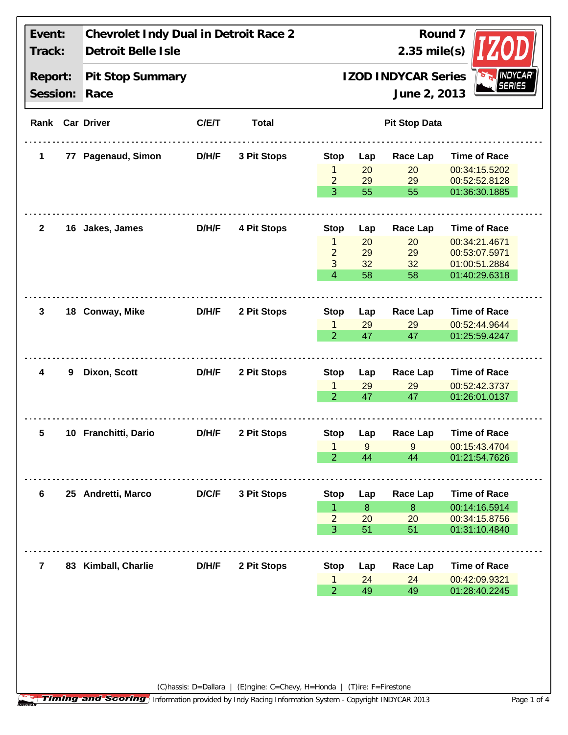| Event: | Chevrolet Indy Dual in Detroit Race 2 | Round 7 |
|---|---|---|
| Track: | Detroit Belle Isle | 2.35 mile(s) |
| Report: | Pit Stop Summary | IZOD INDYCAR Series |
| Session: | Race | June 2, 2013 |

| Rank | Car | Driver | C/E/T | Total | Stop | Lap | Race Lap | Time of Race |
|---|---|---|---|---|---|---|---|---|
| 1 | 77 | Pagenaud, Simon | D/H/F | 3 Pit Stops | 1 | 20 | 20 | 00:34:15.5202 |
| | | | | | 2 | 29 | 29 | 00:52:52.8128 |
| | | | | | 3 | 55 | 55 | 01:36:30.1885 |
| 2 | 16 | Jakes, James | D/H/F | 4 Pit Stops | 1 | 20 | 20 | 00:34:21.4671 |
| | | | | | 2 | 29 | 29 | 00:53:07.5971 |
| | | | | | 3 | 32 | 32 | 01:00:51.2884 |
| | | | | | 4 | 58 | 58 | 01:40:29.6318 |
| 3 | 18 | Conway, Mike | D/H/F | 2 Pit Stops | 1 | 29 | 29 | 00:52:44.9644 |
| | | | | | 2 | 47 | 47 | 01:25:59.4247 |
| 4 | 9 | Dixon, Scott | D/H/F | 2 Pit Stops | 1 | 29 | 29 | 00:52:42.3737 |
| | | | | | 2 | 47 | 47 | 01:26:01.0137 |
| 5 | 10 | Franchitti, Dario | D/H/F | 2 Pit Stops | 1 | 9 | 9 | 00:15:43.4704 |
| | | | | | 2 | 44 | 44 | 01:21:54.7626 |
| 6 | 25 | Andretti, Marco | D/C/F | 3 Pit Stops | 1 | 8 | 8 | 00:14:16.5914 |
| | | | | | 2 | 20 | 20 | 00:34:15.8756 |
| | | | | | 3 | 51 | 51 | 01:31:10.4840 |
| 7 | 83 | Kimball, Charlie | D/H/F | 2 Pit Stops | 1 | 24 | 24 | 00:42:09.9321 |
| | | | | | 2 | 49 | 49 | 01:28:40.2245 |

(C)hassis: D=Dallara | (E)ngine: C=Chevy, H=Honda | (T)ire: F=Firestone

Timing and Scoring Information provided by Indy Racing Information System - Copyright INDYCAR 2013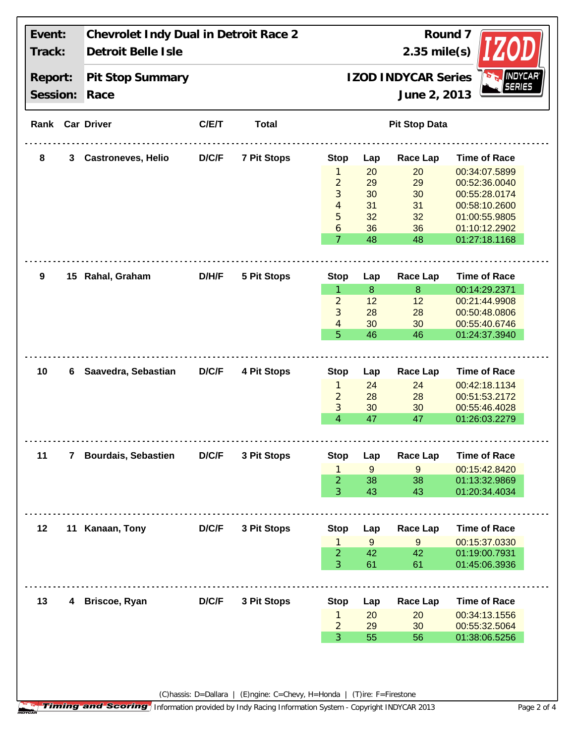| Event: | Chevrolet Indy Dual in Detroit Race 2 | Round 7 |
|---|---|---|
| Track: | Detroit Belle Isle | 2.35 mile(s) |
| Report: | Pit Stop Summary | IZOD INDYCAR Series |
| Session: | Race | June 2, 2013 |

| Rank | Car | Driver | C/E/T | Total | Stop | Lap | Race Lap | Time of Race |
|---|---|---|---|---|---|---|---|---|
| 8 | 3 | Castroneves, Helio | D/C/F | 7 Pit Stops | 1 | 20 | 20 | 00:34:07.5899 |
| | | | | | 2 | 29 | 29 | 00:52:36.0040 |
| | | | | | 3 | 30 | 30 | 00:55:28.0174 |
| | | | | | 4 | 31 | 31 | 00:58:10.2600 |
| | | | | | 5 | 32 | 32 | 01:00:55.9805 |
| | | | | | 6 | 36 | 36 | 01:10:12.2902 |
| | | | | | 7 | 48 | 48 | 01:27:18.1168 |
| 9 | 15 | Rahal, Graham | D/H/F | 5 Pit Stops | 1 | 8 | 8 | 00:14:29.2371 |
| | | | | | 2 | 12 | 12 | 00:21:44.9908 |
| | | | | | 3 | 28 | 28 | 00:50:48.0806 |
| | | | | | 4 | 30 | 30 | 00:55:40.6746 |
| | | | | | 5 | 46 | 46 | 01:24:37.3940 |
| 10 | 6 | Saavedra, Sebastian | D/C/F | 4 Pit Stops | 1 | 24 | 24 | 00:42:18.1134 |
| | | | | | 2 | 28 | 28 | 00:51:53.2172 |
| | | | | | 3 | 30 | 30 | 00:55:46.4028 |
| | | | | | 4 | 47 | 47 | 01:26:03.2279 |
| 11 | 7 | Bourdais, Sebastien | D/C/F | 3 Pit Stops | 1 | 9 | 9 | 00:15:42.8420 |
| | | | | | 2 | 38 | 38 | 01:13:32.9869 |
| | | | | | 3 | 43 | 43 | 01:20:34.4034 |
| 12 | 11 | Kanaan, Tony | D/C/F | 3 Pit Stops | 1 | 9 | 9 | 00:15:37.0330 |
| | | | | | 2 | 42 | 42 | 01:19:00.7931 |
| | | | | | 3 | 61 | 61 | 01:45:06.3936 |
| 13 | 4 | Briscoe, Ryan | D/C/F | 3 Pit Stops | 1 | 20 | 20 | 00:34:13.1556 |
| | | | | | 2 | 29 | 30 | 00:55:32.5064 |
| | | | | | 3 | 55 | 56 | 01:38:06.5256 |

(C)hassis: D=Dallara | (E)ngine: C=Chevy, H=Honda | (T)ire: F=Firestone

Timing and Scoring Information provided by Indy Racing Information System - Copyright INDYCAR 2013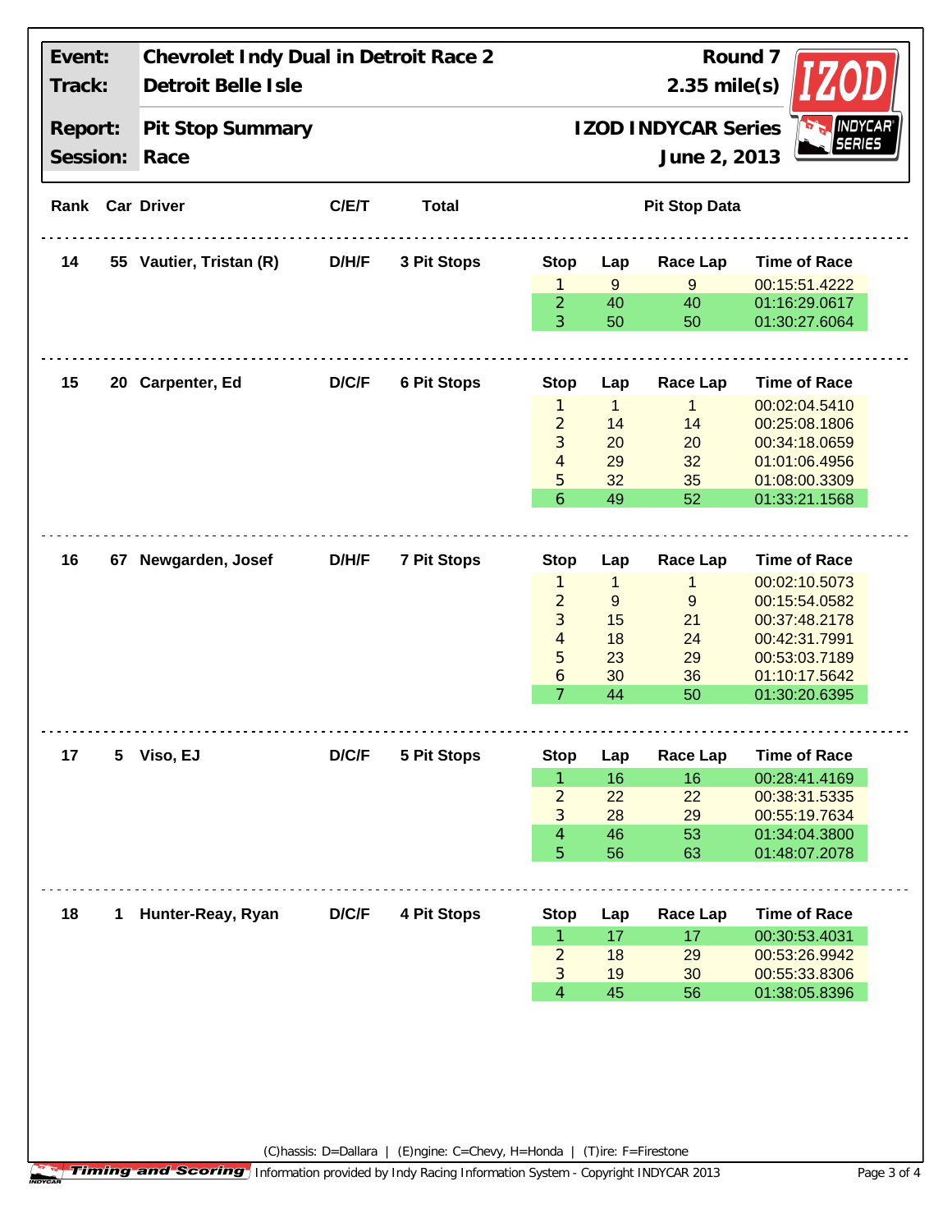| | | | |
|---|---|---|---|
| **Event:** | **Chevrolet Indy Dual in Detroit Race 2** | **Round 7** | |
| **Track:** | **Detroit Belle Isle** | **2.35 mile(s)** | |
| **Report:** | **Pit Stop Summary** | **IZOD INDYCAR Series** | |
| **Session:** | **Race** | **June 2, 2013** | |

| Rank | Car | Driver | C/E/T | Total | Stop | Lap | Race Lap | Time of Race |
|---|---|---|---|---|---|---|---|---|
| 14 | 55 | Vautier, Tristan (R) | D/H/F | 3 Pit Stops | 1 | 9 | 9 | 00:15:51.4222 |
| | | | | | 2 | 40 | 40 | 01:16:29.0617 |
| | | | | | 3 | 50 | 50 | 01:30:27.6064 |
| 15 | 20 | Carpenter, Ed | D/C/F | 6 Pit Stops | 1 | 1 | 1 | 00:02:04.5410 |
| | | | | | 2 | 14 | 14 | 00:25:08.1806 |
| | | | | | 3 | 20 | 20 | 00:34:18.0659 |
| | | | | | 4 | 29 | 32 | 01:01:06.4956 |
| | | | | | 5 | 32 | 35 | 01:08:00.3309 |
| | | | | | 6 | 49 | 52 | 01:33:21.1568 |
| 16 | 67 | Newgarden, Josef | D/H/F | 7 Pit Stops | 1 | 1 | 1 | 00:02:10.5073 |
| | | | | | 2 | 9 | 9 | 00:15:54.0582 |
| | | | | | 3 | 15 | 21 | 00:37:48.2178 |
| | | | | | 4 | 18 | 24 | 00:42:31.7991 |
| | | | | | 5 | 23 | 29 | 00:53:03.7189 |
| | | | | | 6 | 30 | 36 | 01:10:17.5642 |
| | | | | | 7 | 44 | 50 | 01:30:20.6395 |
| 17 | 5 | Viso, EJ | D/C/F | 5 Pit Stops | 1 | 16 | 16 | 00:28:41.4169 |
| | | | | | 2 | 22 | 22 | 00:38:31.5335 |
| | | | | | 3 | 28 | 29 | 00:55:19.7634 |
| | | | | | 4 | 46 | 53 | 01:34:04.3800 |
| | | | | | 5 | 56 | 63 | 01:48:07.2078 |
| 18 | 1 | Hunter-Reay, Ryan | D/C/F | 4 Pit Stops | 1 | 17 | 17 | 00:30:53.4031 |
| | | | | | 2 | 18 | 29 | 00:53:26.9942 |
| | | | | | 3 | 19 | 30 | 00:55:33.8306 |
| | | | | | 4 | 45 | 56 | 01:38:05.8396 |

(C)hassis: D=Dallara | (E)ngine: C=Chevy, H=Honda | (T)ire: F=Firestone

Timing and Scoring Information provided by Indy Racing Information System - Copyright INDYCAR 2013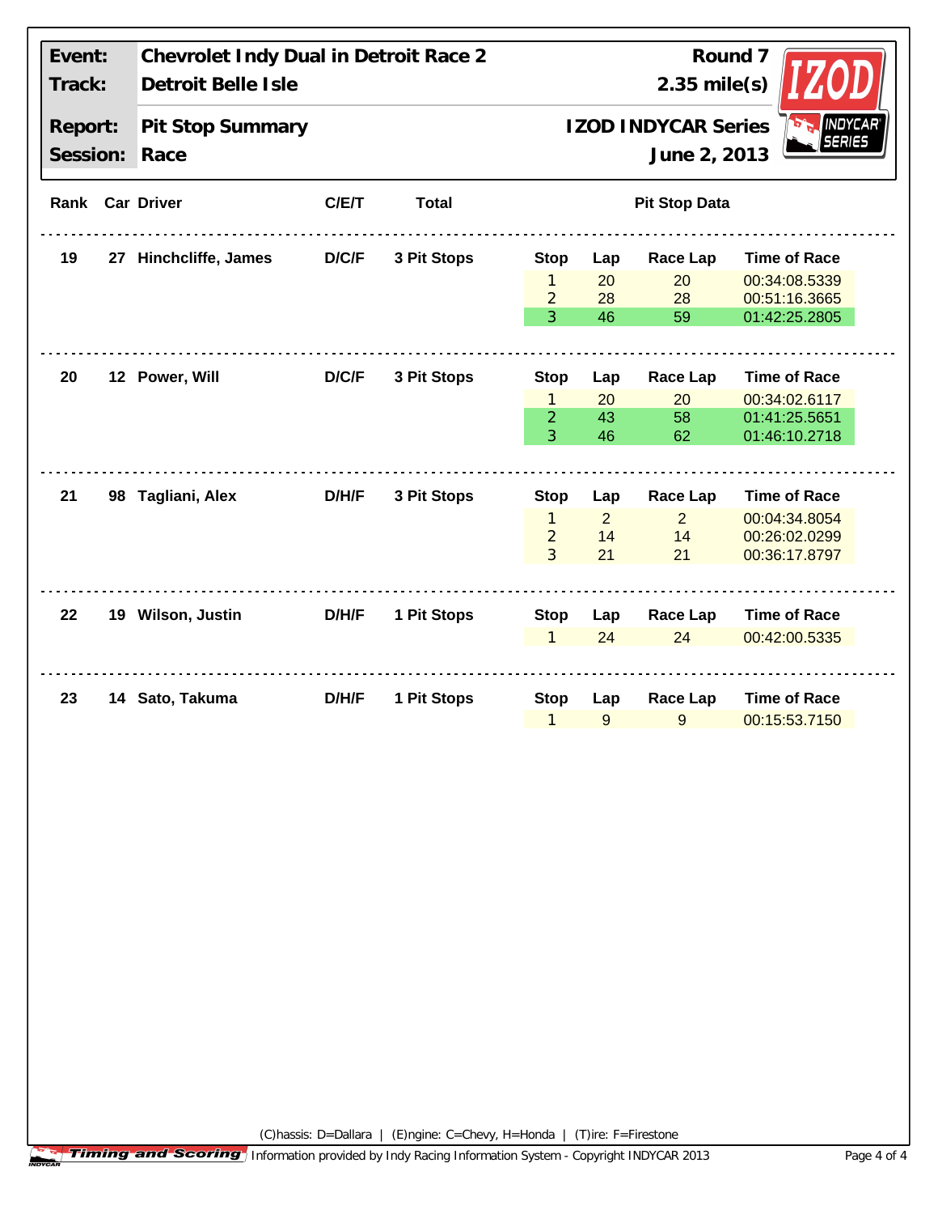| | | | |
|---|---|---|---|
| **Event:** | **Chevrolet Indy Dual in Detroit Race 2** | **Round 7** | |
| **Track:** | **Detroit Belle Isle** | **2.35 mile(s)** | |
| **Report:** | **Pit Stop Summary** | **IZOD INDYCAR Series** | |
| **Session:** | **Race** | **June 2, 2013** | |

| Rank | Car | Driver | C/E/T | Total | Stop | Lap | Race Lap | Time of Race |
|---|---|---|---|---|---|---|---|---|
| 19 | 27 | Hinchcliffe, James | D/C/F | 3 Pit Stops | 1 | 20 | 20 | 00:34:08.5339 |
| | | | | | 2 | 28 | 28 | 00:51:16.3665 |
| | | | | | 3 | 46 | 59 | 01:42:25.2805 |
| 20 | 12 | Power, Will | D/C/F | 3 Pit Stops | 1 | 20 | 20 | 00:34:02.6117 |
| | | | | | 2 | 43 | 58 | 01:41:25.5651 |
| | | | | | 3 | 46 | 62 | 01:46:10.2718 |
| 21 | 98 | Tagliani, Alex | D/H/F | 3 Pit Stops | 1 | 2 | 2 | 00:04:34.8054 |
| | | | | | 2 | 14 | 14 | 00:26:02.0299 |
| | | | | | 3 | 21 | 21 | 00:36:17.8797 |
| 22 | 19 | Wilson, Justin | D/H/F | 1 Pit Stops | 1 | 24 | 24 | 00:42:00.5335 |
| 23 | 14 | Sato, Takuma | D/H/F | 1 Pit Stops | 1 | 9 | 9 | 00:15:53.7150 |

(C)hassis: D=Dallara | (E)ngine: C=Chevy, H=Honda | (T)ire: F=Firestone

Timing and Scoring Information provided by Indy Racing Information System - Copyright INDYCAR 2013